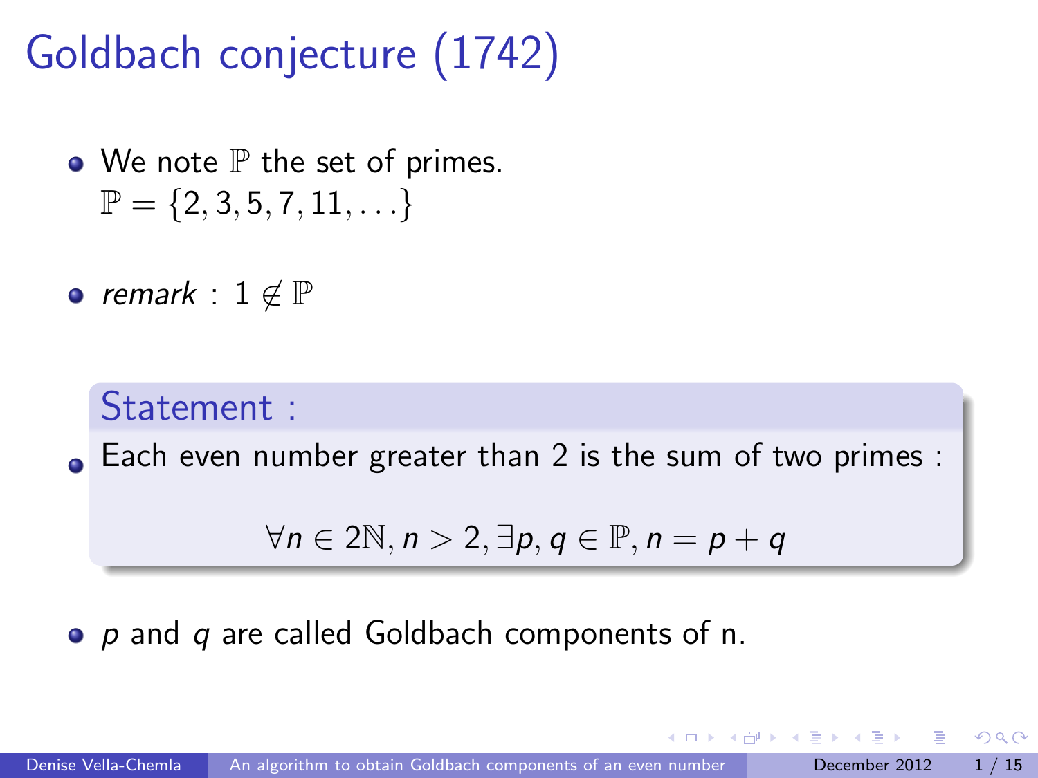# Goldbach conjecture (1742)

- We note $\mathbb{P}$ the set of primes.
  $\mathbb{P} = \{2, 3, 5, 7, 11, \ldots\}$

- *remark* : $1 \notin \mathbb{P}$

**Statement :**

- Each even number greater than 2 is the sum of two primes :

$$\forall n \in 2\mathbb{N}, n > 2, \exists p, q \in \mathbb{P}, n = p + q$$

- $p$ and $q$ are called Goldbach components of n.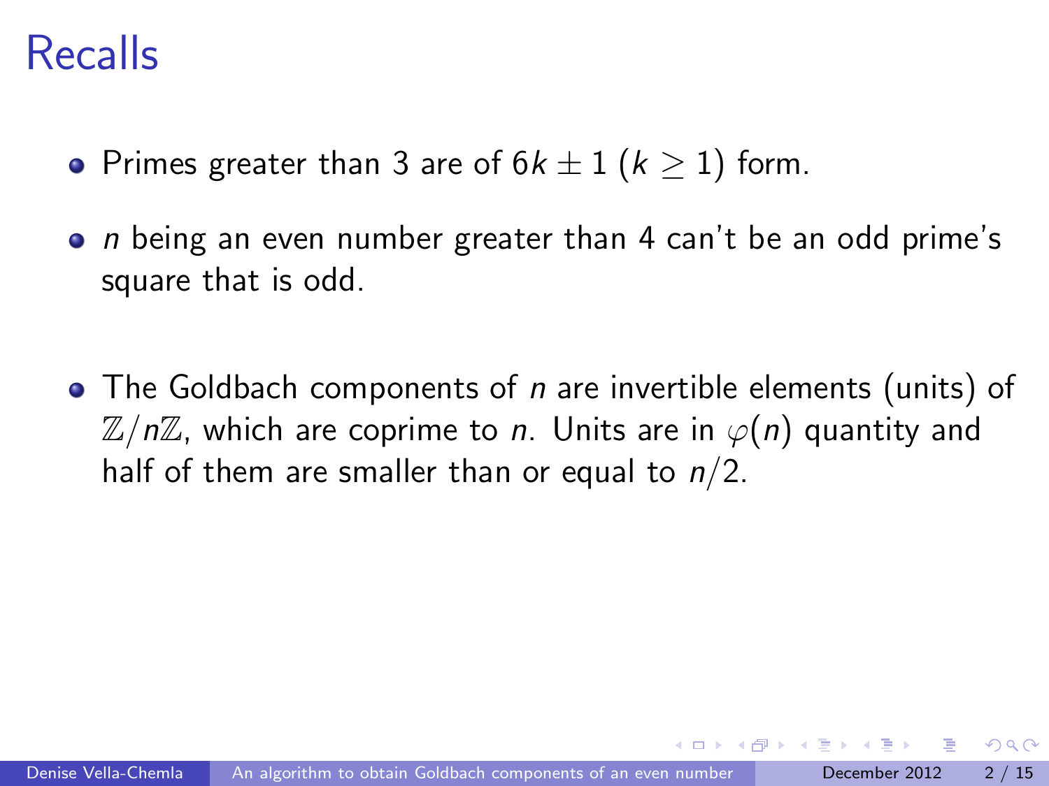# Recalls

- Primes greater than 3 are of $6k \pm 1$ ($k \geq 1$) form.
- $n$ being an even number greater than 4 can't be an odd prime's square that is odd.
- The Goldbach components of $n$ are invertible elements (units) of $\mathbb{Z}/n\mathbb{Z}$, which are coprime to $n$. Units are in $\varphi(n)$ quantity and half of them are smaller than or equal to $n/2$.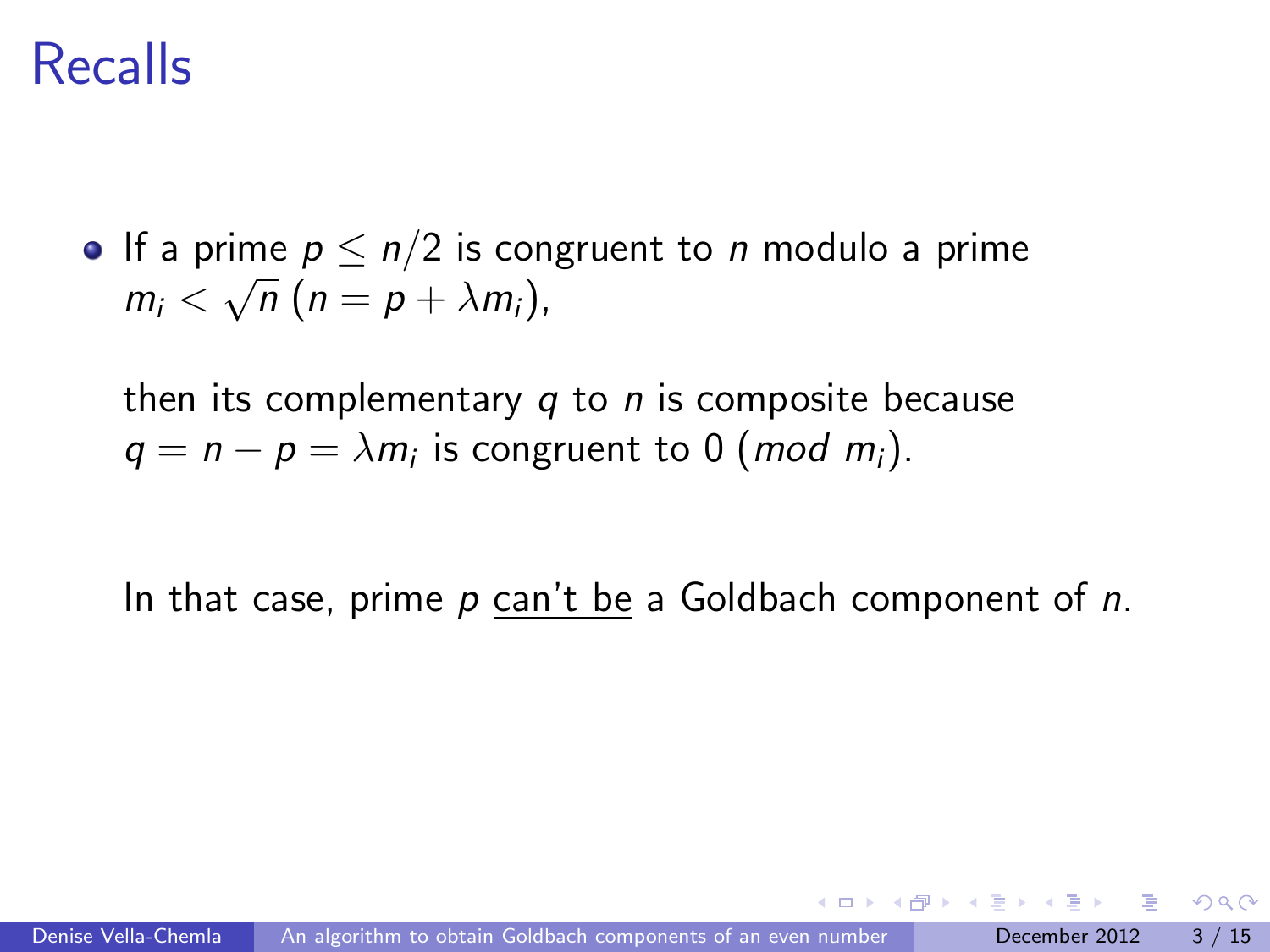# Recalls

- If a prime $p \leq n/2$ is congruent to $n$ modulo a prime $m_i < \sqrt{n}$ $(n = p + \lambda m_i)$,

  then its complementary $q$ to $n$ is composite because $q = n - p = \lambda m_i$ is congruent to 0 $(mod\ m_i)$.

  In that case, prime $p$ can't be a Goldbach component of $n$.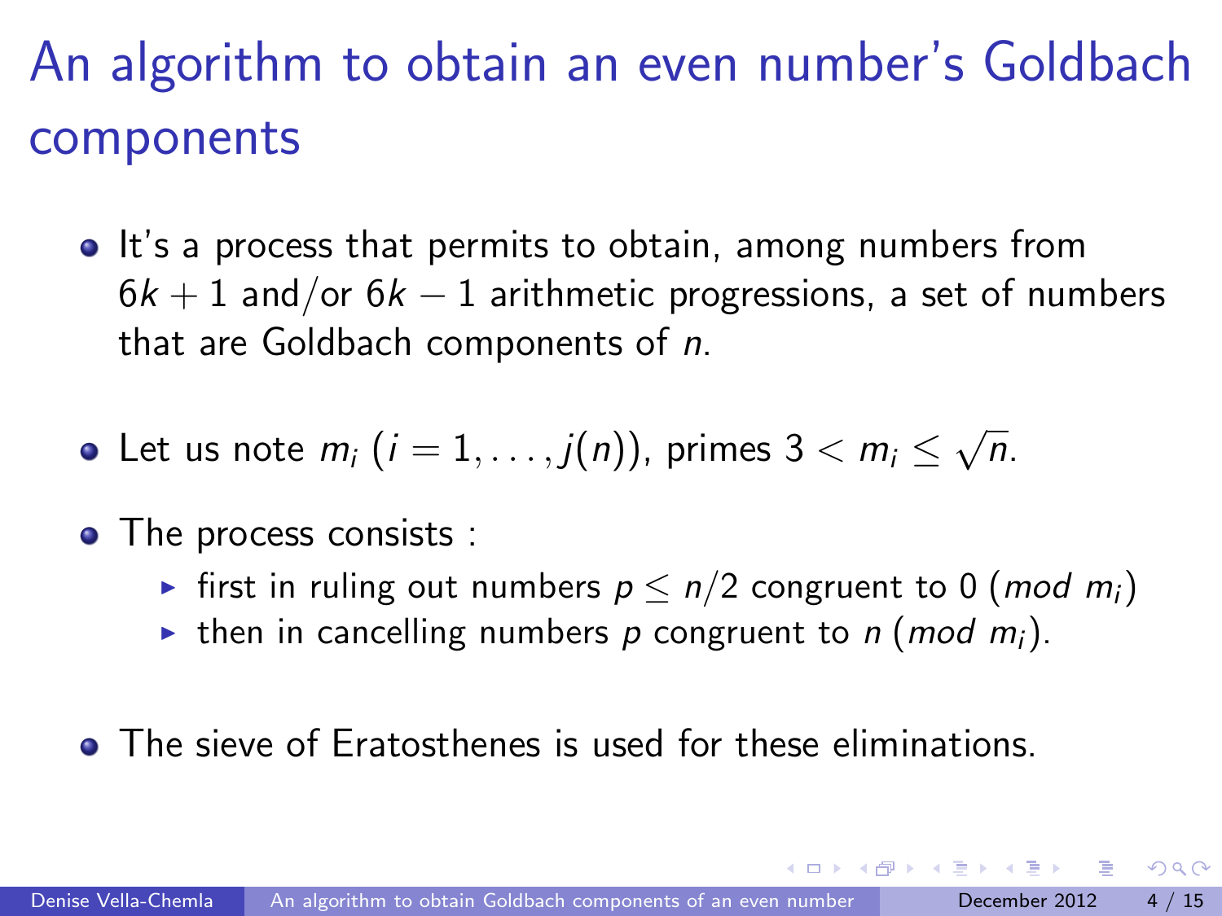# An algorithm to obtain an even number's Goldbach components

- It's a process that permits to obtain, among numbers from $6k+1$ and/or $6k-1$ arithmetic progressions, a set of numbers that are Goldbach components of $n$.

- Let us note $m_i$ $(i = 1, \ldots, j(n))$, primes $3 < m_i \leq \sqrt{n}$.

- The process consists :
  - first in ruling out numbers $p \leq n/2$ congruent to 0 $(mod\ m_i)$
  - then in cancelling numbers $p$ congruent to $n$ $(mod\ m_i)$.

- The sieve of Eratosthenes is used for these eliminations.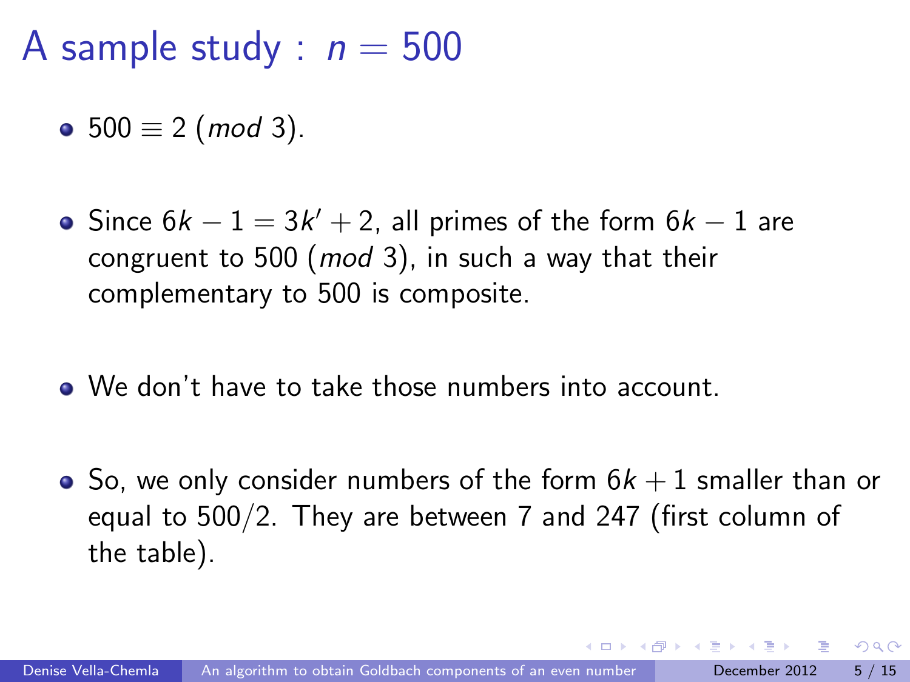# A sample study : $n = 500$

- $500 \equiv 2 \ (mod\ 3)$.

- Since $6k - 1 = 3k' + 2$, all primes of the form $6k - 1$ are congruent to 500 ($mod$ 3), in such a way that their complementary to 500 is composite.

- We don't have to take those numbers into account.

- So, we only consider numbers of the form $6k + 1$ smaller than or equal to $500/2$. They are between 7 and 247 (first column of the table).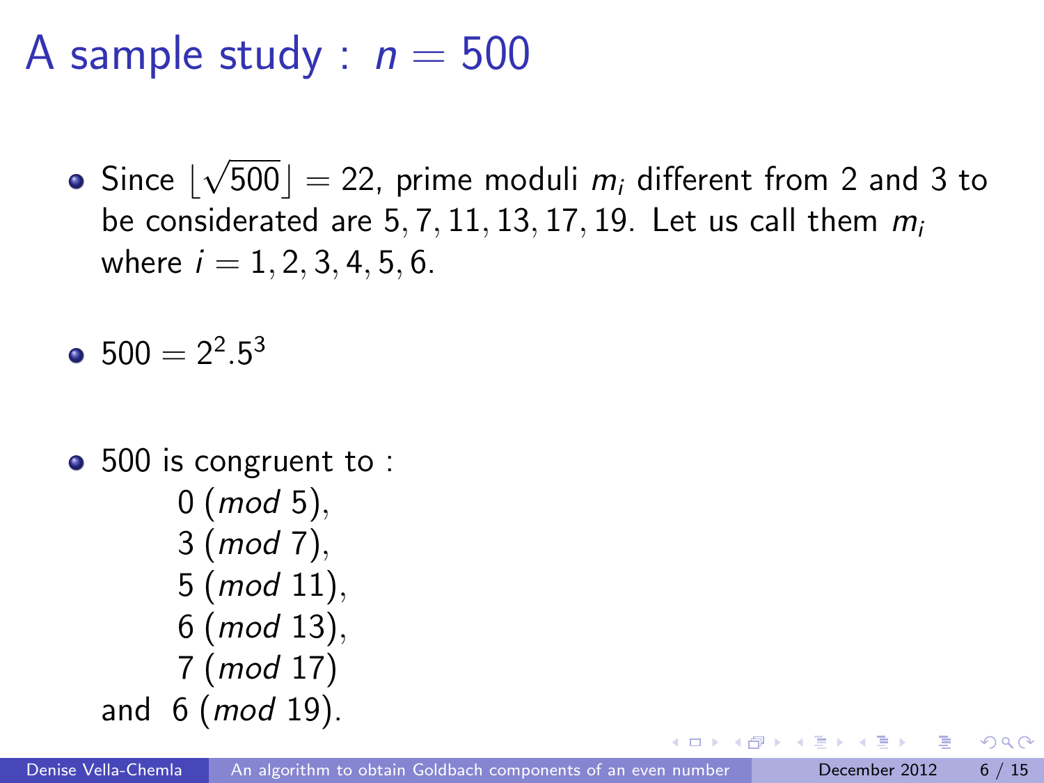# A sample study : $n = 500$

- Since $\lfloor\sqrt{500}\rfloor = 22$, prime moduli $m_i$ different from 2 and 3 to be considerated are $5, 7, 11, 13, 17, 19$. Let us call them $m_i$ where $i = 1, 2, 3, 4, 5, 6$.

- $500 = 2^2.5^3$

- 500 is congruent to :
  $0 \ (mod\ 5)$,
  $3 \ (mod\ 7)$,
  $5 \ (mod\ 11)$,
  $6 \ (mod\ 13)$,
  $7 \ (mod\ 17)$
  and $6 \ (mod\ 19)$.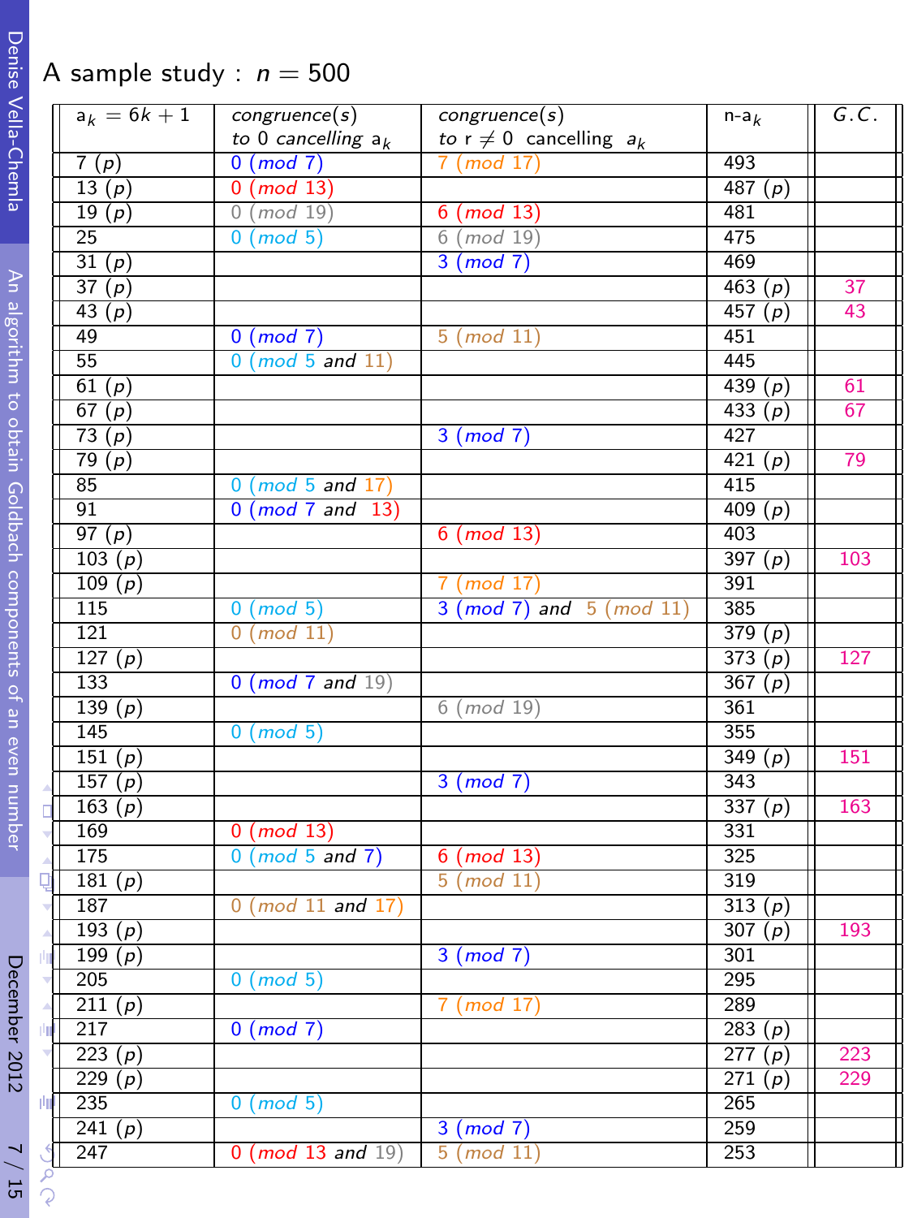# A sample study : $n = 500$

| $a_k = 6k+1$ | *congruence(s) to 0 cancelling* $a_k$ | *congruence(s) to* $r \neq 0$ *cancelling* $a_k$ | n-$a_k$ | *G.C.* |
|---|---|---|---|---|
| 7 (*p*) | 0 (*mod* 7) | 7 (*mod* 17) | 493 | |
| 13 (*p*) | 0 (*mod* 13) | | 487 (*p*) | |
| 19 (*p*) | 0 (*mod* 19) | 6 (*mod* 13) | 481 | |
| 25 | 0 (*mod* 5) | 6 (*mod* 19) | 475 | |
| 31 (*p*) | | 3 (*mod* 7) | 469 | |
| 37 (*p*) | | | 463 (*p*) | 37 |
| 43 (*p*) | | | 457 (*p*) | 43 |
| 49 | 0 (*mod* 7) | 5 (*mod* 11) | 451 | |
| 55 | 0 (*mod* 5 *and* 11) | | 445 | |
| 61 (*p*) | | | 439 (*p*) | 61 |
| 67 (*p*) | | | 433 (*p*) | 67 |
| 73 (*p*) | | 3 (*mod* 7) | 427 | |
| 79 (*p*) | | | 421 (*p*) | 79 |
| 85 | 0 (*mod* 5 *and* 17) | | 415 | |
| 91 | 0 (*mod* 7 *and* 13) | | 409 (*p*) | |
| 97 (*p*) | | 6 (*mod* 13) | 403 | |
| 103 (*p*) | | | 397 (*p*) | 103 |
| 109 (*p*) | | 7 (*mod* 17) | 391 | |
| 115 | 0 (*mod* 5) | 3 (*mod* 7) *and* 5 (*mod* 11) | 385 | |
| 121 | 0 (*mod* 11) | | 379 (*p*) | |
| 127 (*p*) | | | 373 (*p*) | 127 |
| 133 | 0 (*mod* 7 *and* 19) | | 367 (*p*) | |
| 139 (*p*) | | 6 (*mod* 19) | 361 | |
| 145 | 0 (*mod* 5) | | 355 | |
| 151 (*p*) | | | 349 (*p*) | 151 |
| 157 (*p*) | | 3 (*mod* 7) | 343 | |
| 163 (*p*) | | | 337 (*p*) | 163 |
| 169 | 0 (*mod* 13) | | 331 | |
| 175 | 0 (*mod* 5 *and* 7) | 6 (*mod* 13) | 325 | |
| 181 (*p*) | | 5 (*mod* 11) | 319 | |
| 187 | 0 (*mod* 11 *and* 17) | | 313 (*p*) | |
| 193 (*p*) | | | 307 (*p*) | 193 |
| 199 (*p*) | | 3 (*mod* 7) | 301 | |
| 205 | 0 (*mod* 5) | | 295 | |
| 211 (*p*) | | 7 (*mod* 17) | 289 | |
| 217 | 0 (*mod* 7) | | 283 (*p*) | |
| 223 (*p*) | | | 277 (*p*) | 223 |
| 229 (*p*) | | | 271 (*p*) | 229 |
| 235 | 0 (*mod* 5) | | 265 | |
| 241 (*p*) | | 3 (*mod* 7) | 259 | |
| 247 | 0 (*mod* 13 *and* 19) | 5 (*mod* 11) | 253 | |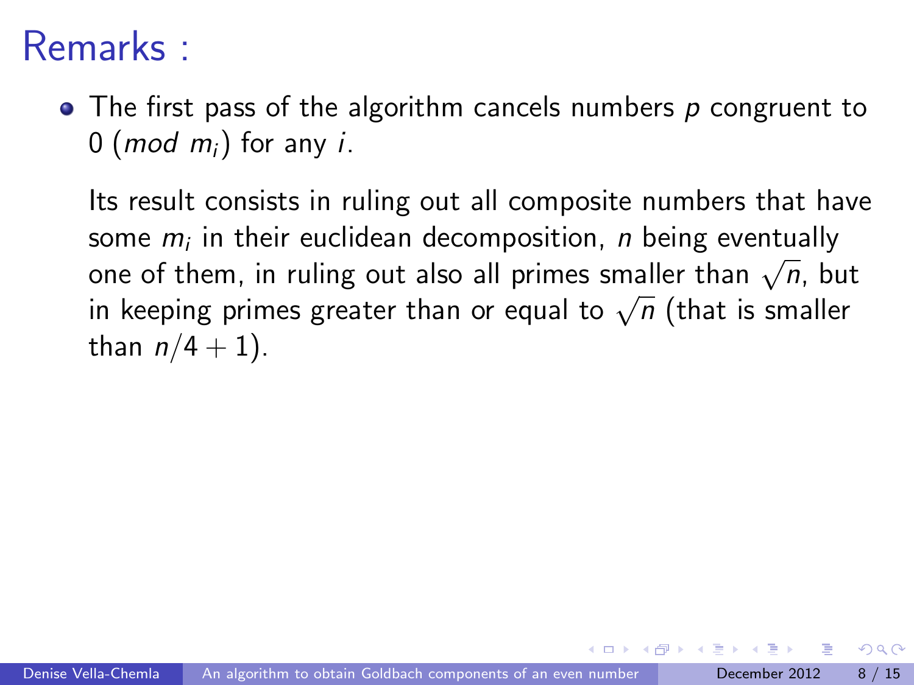# Remarks :

- The first pass of the algorithm cancels numbers $p$ congruent to $0 \ (mod\ m_i)$ for any $i$.

  Its result consists in ruling out all composite numbers that have some $m_i$ in their euclidean decomposition, $n$ being eventually one of them, in ruling out also all primes smaller than $\sqrt{n}$, but in keeping primes greater than or equal to $\sqrt{n}$ (that is smaller than $n/4 + 1$).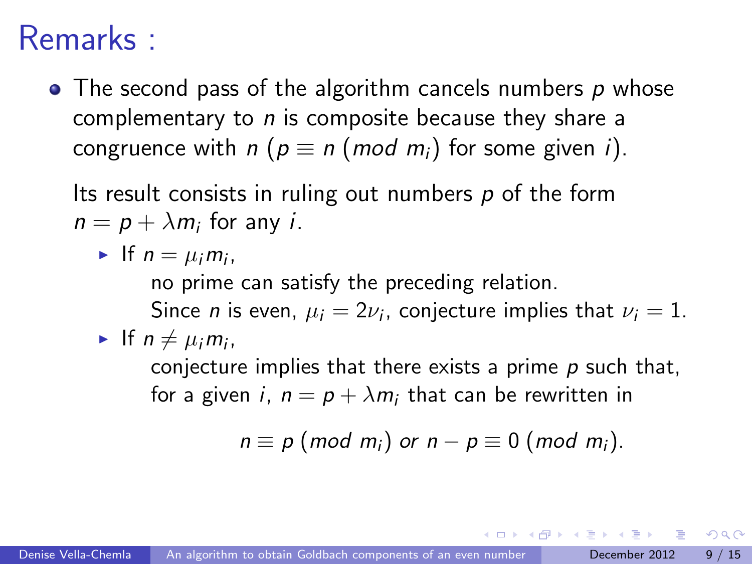# Remarks :

- The second pass of the algorithm cancels numbers $p$ whose complementary to $n$ is composite because they share a congruence with $n$ ($p \equiv n \ (mod \ m_i)$ for some given $i$).

  Its result consists in ruling out numbers $p$ of the form $n = p + \lambda m_i$ for any $i$.

  - If $n = \mu_i m_i$,

    no prime can satisfy the preceding relation.

    Since $n$ is even, $\mu_i = 2\nu_i$, conjecture implies that $\nu_i = 1$.

  - If $n \neq \mu_i m_i$,

    conjecture implies that there exists a prime $p$ such that, for a given $i$, $n = p + \lambda m_i$ that can be rewritten in

$$n \equiv p \ (mod \ m_i) \ or \ n - p \equiv 0 \ (mod \ m_i).$$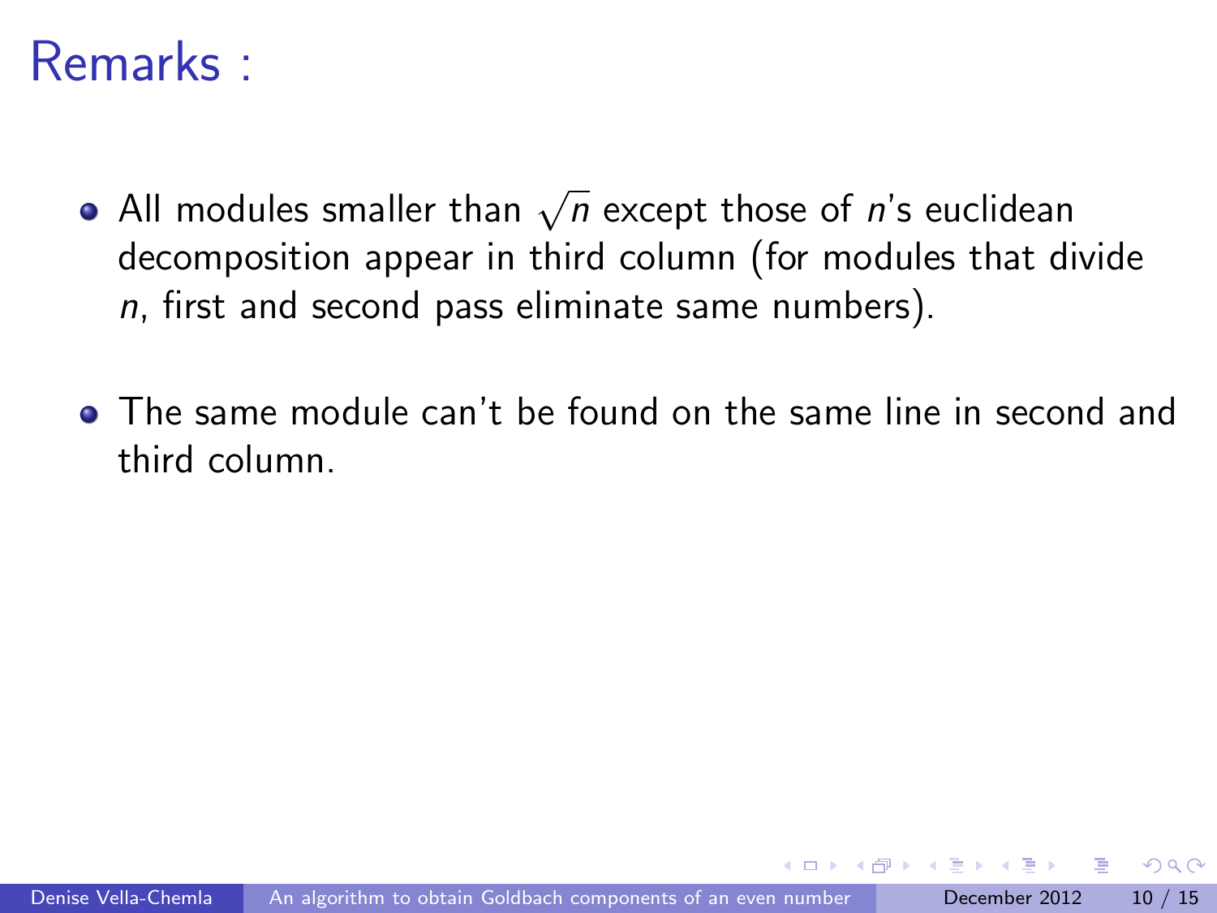# Remarks :

- All modules smaller than $\sqrt{n}$ except those of $n$'s euclidean decomposition appear in third column (for modules that divide $n$, first and second pass eliminate same numbers).
- The same module can't be found on the same line in second and third column.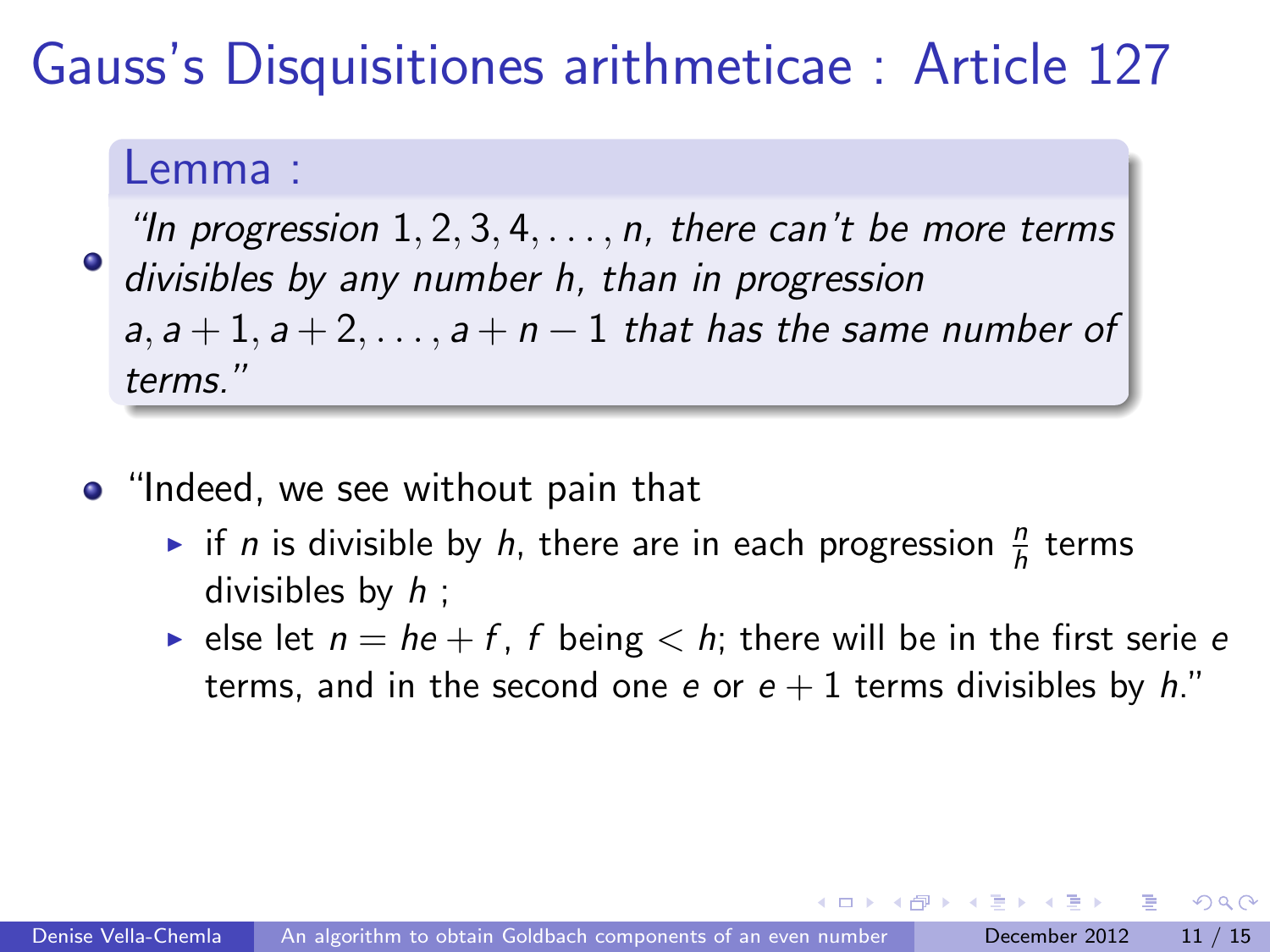# Gauss's Disquisitiones arithmeticae : Article 127

**Lemma :**

- *"In progression $1, 2, 3, 4, \ldots, n$, there can't be more terms divisibles by any number $h$, than in progression $a, a+1, a+2, \ldots, a+n-1$ that has the same number of terms."*

- "Indeed, we see without pain that
  - if $n$ is divisible by $h$, there are in each progression $\frac{n}{h}$ terms divisibles by $h$ ;
  - else let $n = he + f$, $f$ being $< h$; there will be in the first serie $e$ terms, and in the second one $e$ or $e+1$ terms divisibles by $h$."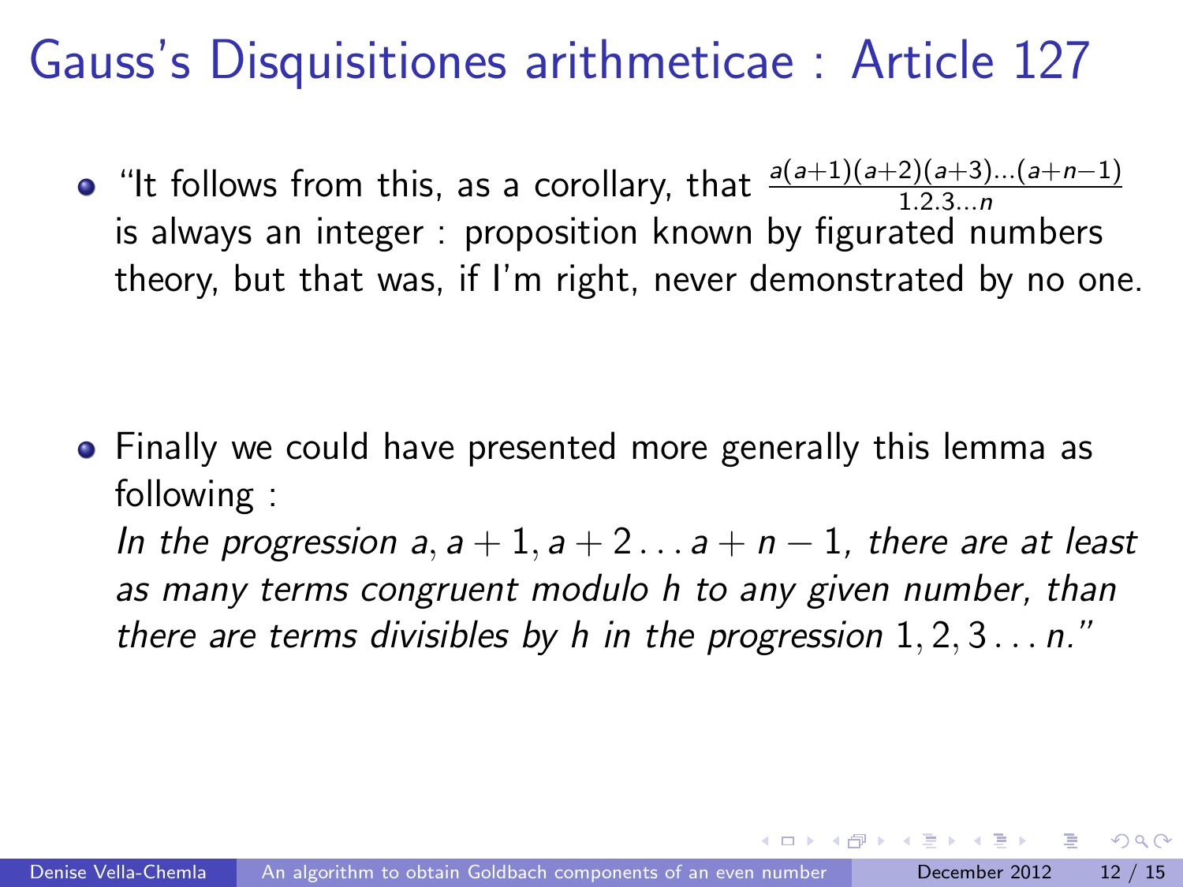# Gauss's Disquisitiones arithmeticae : Article 127

- "It follows from this, as a corollary, that $\frac{a(a+1)(a+2)(a+3)...(a+n-1)}{1.2.3...n}$ is always an integer : proposition known by figurated numbers theory, but that was, if I'm right, never demonstrated by no one.

- Finally we could have presented more generally this lemma as following :
  *In the progression $a, a+1, a+2 \ldots a+n-1$, there are at least as many terms congruent modulo $h$ to any given number, than there are terms divisibles by $h$ in the progression $1, 2, 3 \ldots n$."*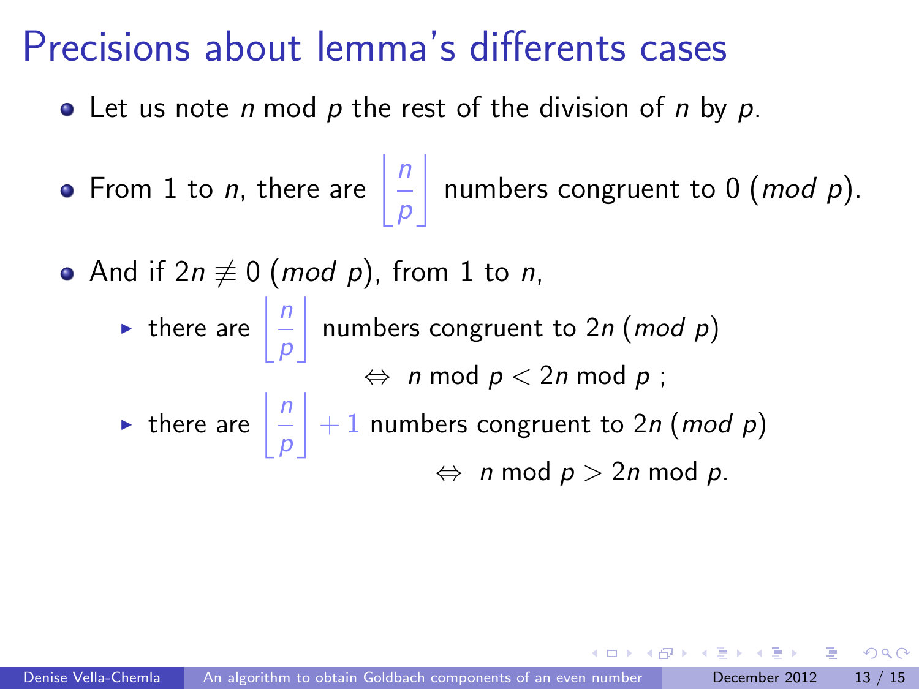# Precisions about lemma's differents cases

- Let us note $n$ mod $p$ the rest of the division of $n$ by $p$.

- From 1 to $n$, there are $\left\lfloor \frac{n}{p} \right\rfloor$ numbers congruent to $0 \ (mod\ p)$.

- And if $2n \not\equiv 0 \ (mod\ p)$, from 1 to $n$,
  - there are $\left\lfloor \frac{n}{p} \right\rfloor$ numbers congruent to $2n \ (mod\ p)$
    $\Leftrightarrow \ n \bmod p < 2n \bmod p$ ;
  - there are $\left\lfloor \frac{n}{p} \right\rfloor + 1$ numbers congruent to $2n \ (mod\ p)$
    $\Leftrightarrow \ n \bmod p > 2n \bmod p$.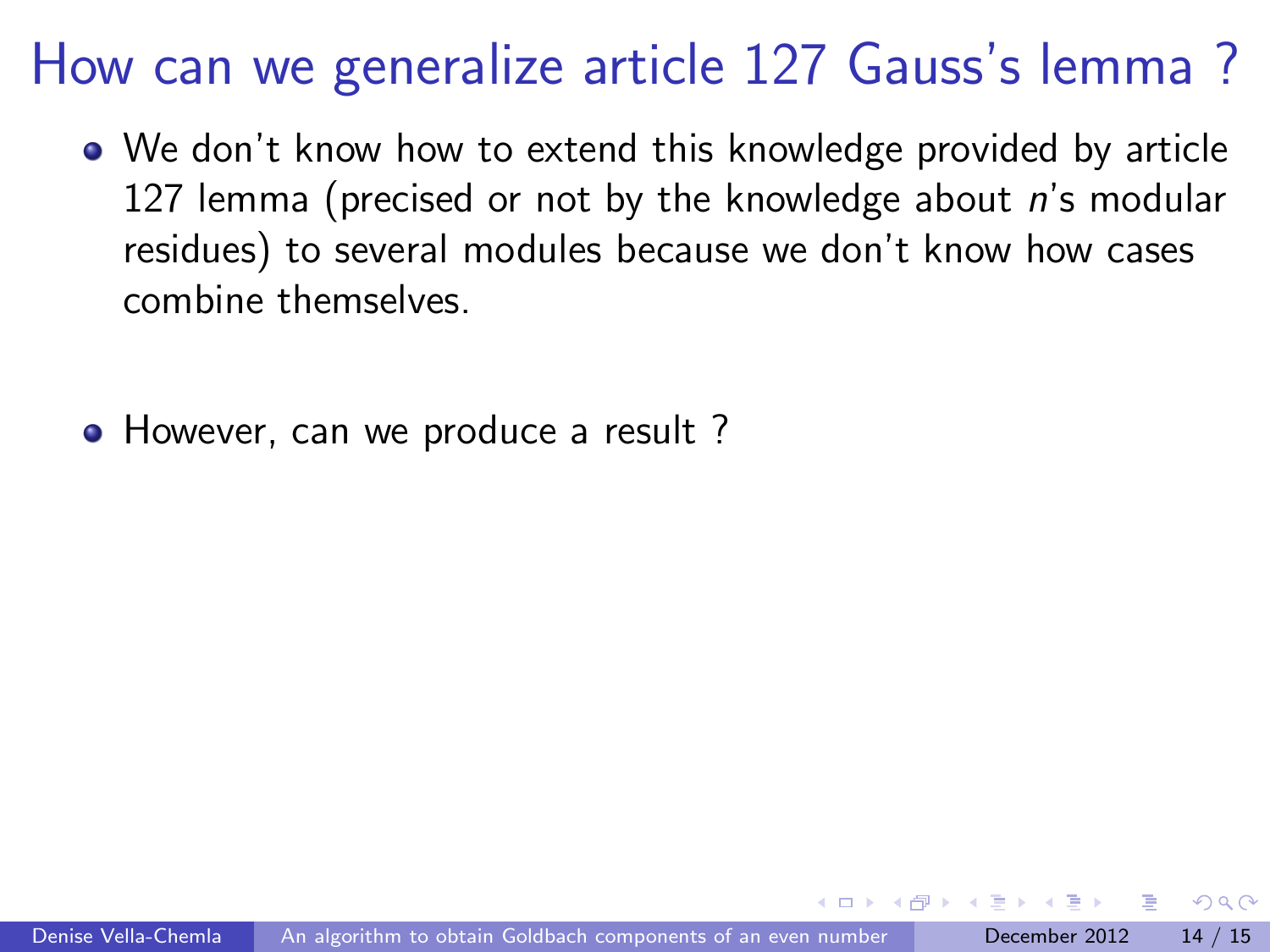# How can we generalize article 127 Gauss's lemma ?

- We don't know how to extend this knowledge provided by article 127 lemma (precised or not by the knowledge about $n$'s modular residues) to several modules because we don't know how cases combine themselves.

- However, can we produce a result ?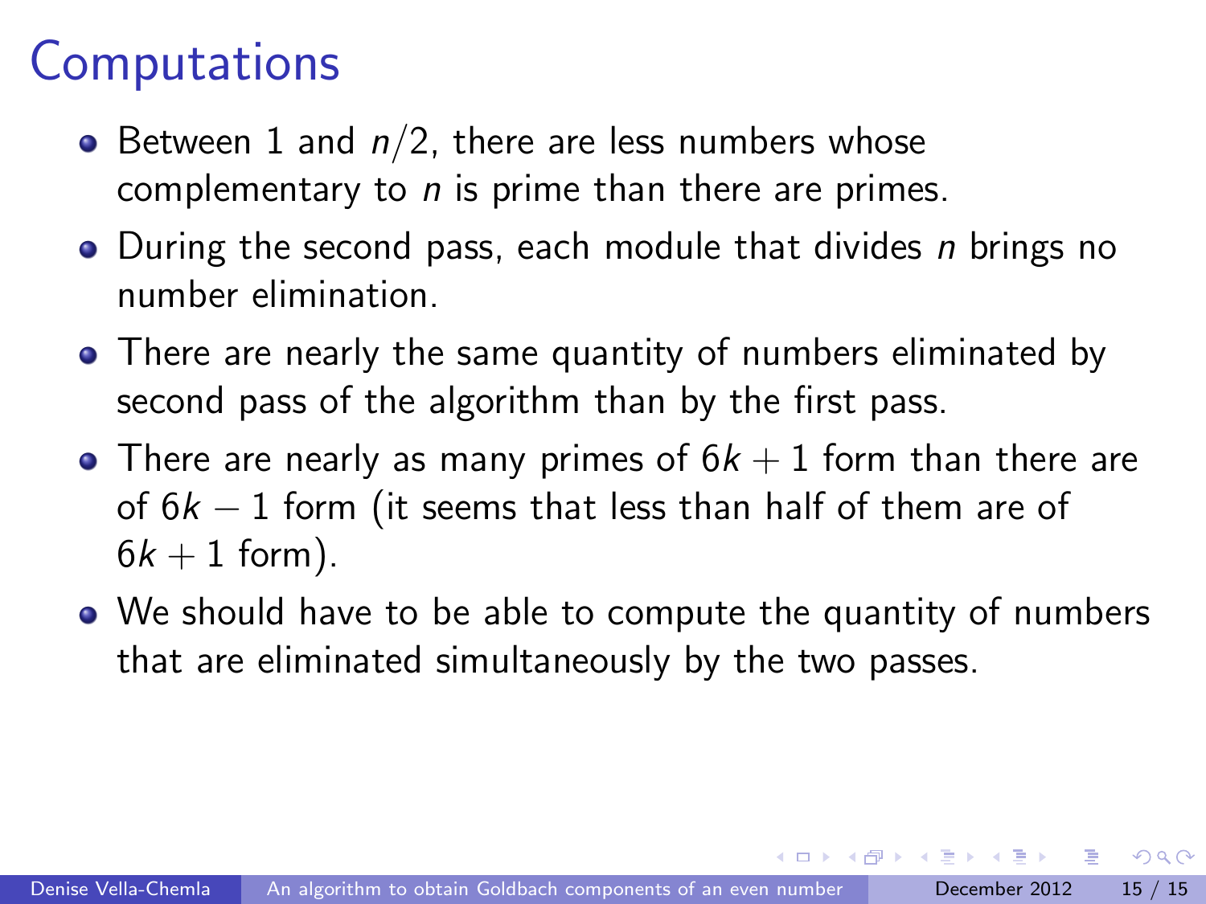# Computations

- Between 1 and $n/2$, there are less numbers whose complementary to $n$ is prime than there are primes.
- During the second pass, each module that divides $n$ brings no number elimination.
- There are nearly the same quantity of numbers eliminated by second pass of the algorithm than by the first pass.
- There are nearly as many primes of $6k+1$ form than there are of $6k-1$ form (it seems that less than half of them are of $6k+1$ form).
- We should have to be able to compute the quantity of numbers that are eliminated simultaneously by the two passes.